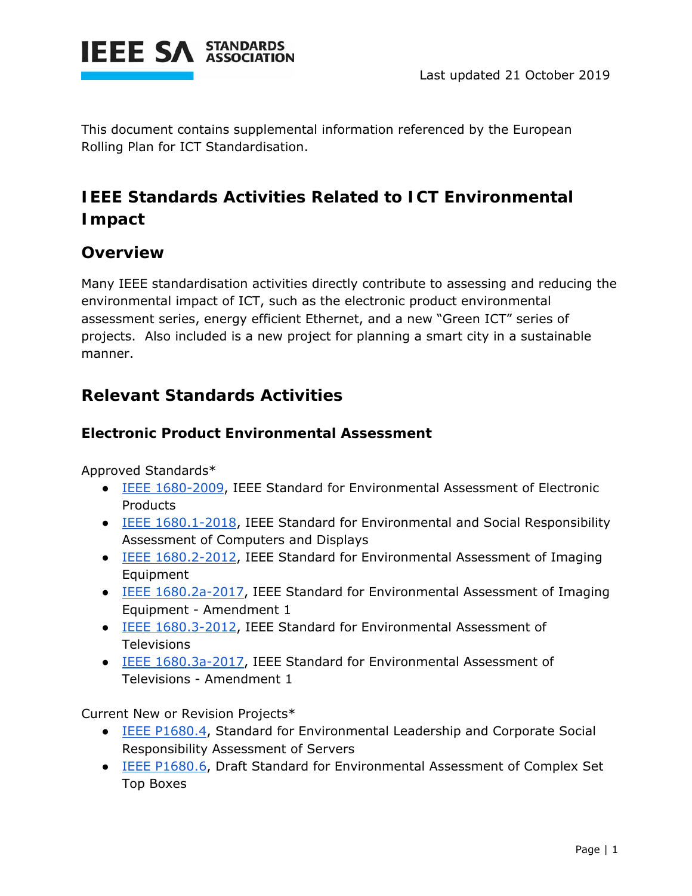Last updated 21 October 2019

This document contains supplemental information referenced by the European Rolling Plan for ICT Standardisation.

# IEEE Standards Activities Related to ICT Environmental Impact

## Overview

Many IEEE standardisation activities directly contribute to assessing and reducing the environmental impact of ICT, such as the electronic product environmental assessment series, energy efficient Ethernet, and a new "Green ICT" series of projects. Also included is a new project for planning a smart city in a sustainable manner.

## Relevant Standards Activities

### Electronic Product Environmental Assessment

Approved Standards*

- IEEE 1680-2009, IEEE Standard for Environmental Assessment of Electronic Products
- IEEE 1680.1-2018, IEEE Standard for Environmental and Social Responsibility Assessment of Computers and Displays
- IEEE 1680.2-2012, IEEE Standard for Environmental Assessment of Imaging Equipment
- IEEE 1680.2a-2017, IEEE Standard for Environmental Assessment of Imaging Equipment - Amendment 1
- IEEE 1680.3-2012, IEEE Standard for Environmental Assessment of Televisions
- IEEE 1680.3a-2017, IEEE Standard for Environmental Assessment of Televisions - Amendment 1

Current New or Revision Projects*

- IEEE P1680.4, Standard for Environmental Leadership and Corporate Social Responsibility Assessment of Servers
- IEEE P1680.6, Draft Standard for Environmental Assessment of Complex Set Top Boxes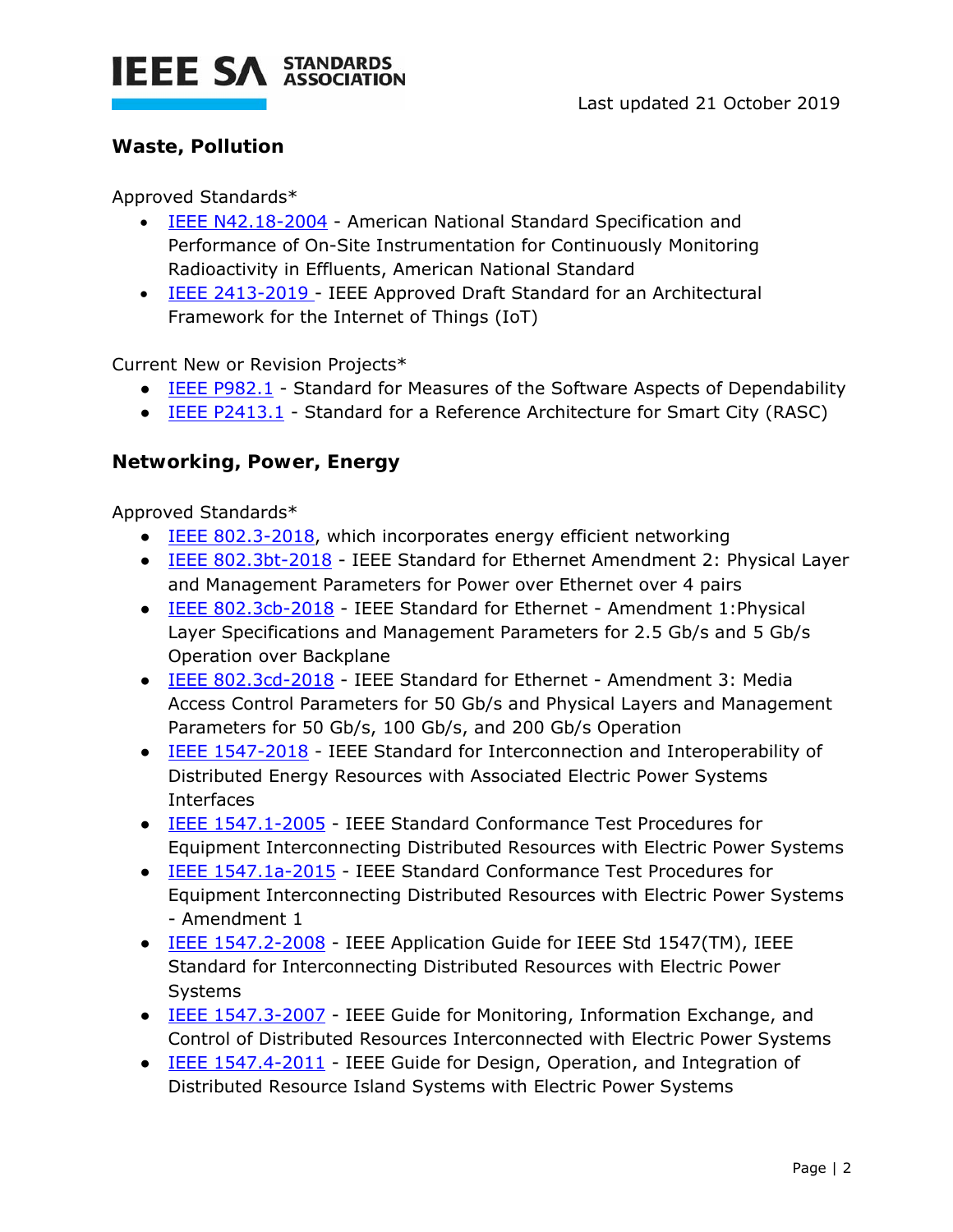## Waste, Pollution

Approved Standards*

- IEEE N42.18-2004 - American National Standard Specification and Performance of On-Site Instrumentation for Continuously Monitoring Radioactivity in Effluents, American National Standard
- IEEE 2413-2019 - IEEE Approved Draft Standard for an Architectural Framework for the Internet of Things (IoT)

Current New or Revision Projects*

- IEEE P982.1 - Standard for Measures of the Software Aspects of Dependability
- IEEE P2413.1 - Standard for a Reference Architecture for Smart City (RASC)

## Networking, Power, Energy

Approved Standards*

- IEEE 802.3-2018, which incorporates energy efficient networking
- IEEE 802.3bt-2018 - IEEE Standard for Ethernet Amendment 2: Physical Layer and Management Parameters for Power over Ethernet over 4 pairs
- IEEE 802.3cb-2018 - IEEE Standard for Ethernet - Amendment 1:Physical Layer Specifications and Management Parameters for 2.5 Gb/s and 5 Gb/s Operation over Backplane
- IEEE 802.3cd-2018 - IEEE Standard for Ethernet - Amendment 3: Media Access Control Parameters for 50 Gb/s and Physical Layers and Management Parameters for 50 Gb/s, 100 Gb/s, and 200 Gb/s Operation
- IEEE 1547-2018 - IEEE Standard for Interconnection and Interoperability of Distributed Energy Resources with Associated Electric Power Systems Interfaces
- IEEE 1547.1-2005 - IEEE Standard Conformance Test Procedures for Equipment Interconnecting Distributed Resources with Electric Power Systems
- IEEE 1547.1a-2015 - IEEE Standard Conformance Test Procedures for Equipment Interconnecting Distributed Resources with Electric Power Systems - Amendment 1
- IEEE 1547.2-2008 - IEEE Application Guide for IEEE Std 1547(TM), IEEE Standard for Interconnecting Distributed Resources with Electric Power Systems
- IEEE 1547.3-2007 - IEEE Guide for Monitoring, Information Exchange, and Control of Distributed Resources Interconnected with Electric Power Systems
- IEEE 1547.4-2011 - IEEE Guide for Design, Operation, and Integration of Distributed Resource Island Systems with Electric Power Systems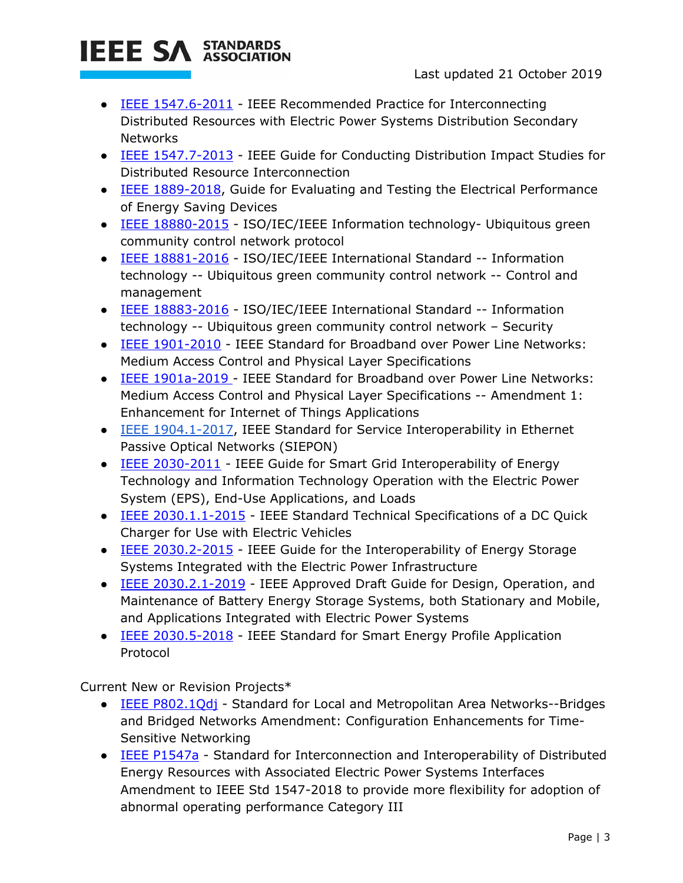- IEEE 1547.6-2011 - IEEE Recommended Practice for Interconnecting Distributed Resources with Electric Power Systems Distribution Secondary Networks
- IEEE 1547.7-2013 - IEEE Guide for Conducting Distribution Impact Studies for Distributed Resource Interconnection
- IEEE 1889-2018, Guide for Evaluating and Testing the Electrical Performance of Energy Saving Devices
- IEEE 18880-2015 - ISO/IEC/IEEE Information technology- Ubiquitous green community control network protocol
- IEEE 18881-2016 - ISO/IEC/IEEE International Standard -- Information technology -- Ubiquitous green community control network -- Control and management
- IEEE 18883-2016 - ISO/IEC/IEEE International Standard -- Information technology -- Ubiquitous green community control network – Security
- IEEE 1901-2010 - IEEE Standard for Broadband over Power Line Networks: Medium Access Control and Physical Layer Specifications
- IEEE 1901a-2019 - IEEE Standard for Broadband over Power Line Networks: Medium Access Control and Physical Layer Specifications -- Amendment 1: Enhancement for Internet of Things Applications
- IEEE 1904.1-2017, IEEE Standard for Service Interoperability in Ethernet Passive Optical Networks (SIEPON)
- IEEE 2030-2011 - IEEE Guide for Smart Grid Interoperability of Energy Technology and Information Technology Operation with the Electric Power System (EPS), End-Use Applications, and Loads
- IEEE 2030.1.1-2015 - IEEE Standard Technical Specifications of a DC Quick Charger for Use with Electric Vehicles
- IEEE 2030.2-2015 - IEEE Guide for the Interoperability of Energy Storage Systems Integrated with the Electric Power Infrastructure
- IEEE 2030.2.1-2019 - IEEE Approved Draft Guide for Design, Operation, and Maintenance of Battery Energy Storage Systems, both Stationary and Mobile, and Applications Integrated with Electric Power Systems
- IEEE 2030.5-2018 - IEEE Standard for Smart Energy Profile Application Protocol

Current New or Revision Projects*

- IEEE P802.1Qdj - Standard for Local and Metropolitan Area Networks--Bridges and Bridged Networks Amendment: Configuration Enhancements for Time-Sensitive Networking
- IEEE P1547a - Standard for Interconnection and Interoperability of Distributed Energy Resources with Associated Electric Power Systems Interfaces Amendment to IEEE Std 1547-2018 to provide more flexibility for adoption of abnormal operating performance Category III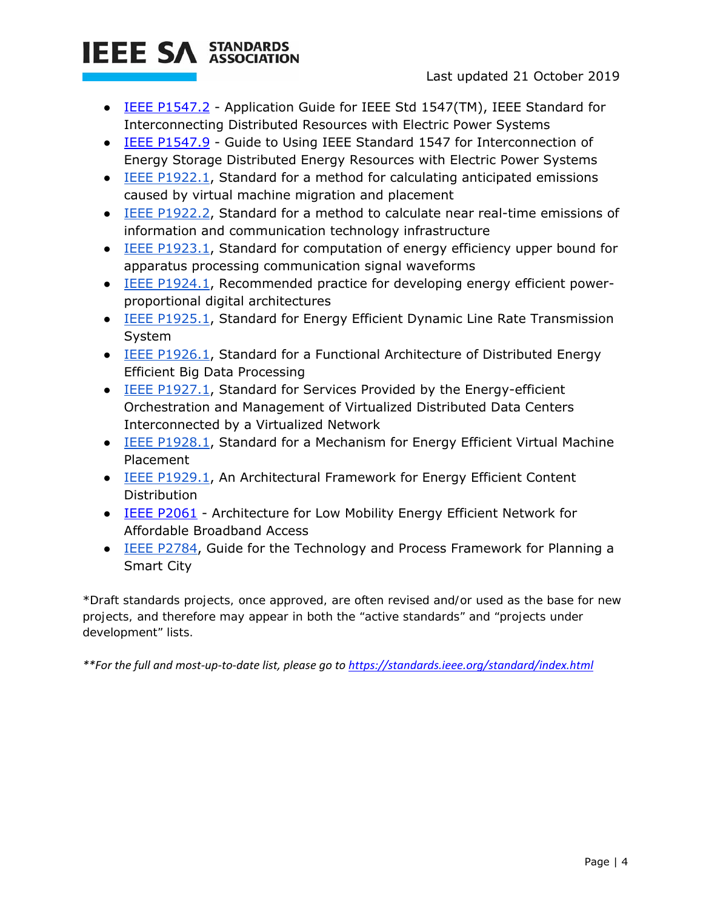- IEEE P1547.2 - Application Guide for IEEE Std 1547(TM), IEEE Standard for Interconnecting Distributed Resources with Electric Power Systems
- IEEE P1547.9 - Guide to Using IEEE Standard 1547 for Interconnection of Energy Storage Distributed Energy Resources with Electric Power Systems
- IEEE P1922.1, Standard for a method for calculating anticipated emissions caused by virtual machine migration and placement
- IEEE P1922.2, Standard for a method to calculate near real-time emissions of information and communication technology infrastructure
- IEEE P1923.1, Standard for computation of energy efficiency upper bound for apparatus processing communication signal waveforms
- IEEE P1924.1, Recommended practice for developing energy efficient power-proportional digital architectures
- IEEE P1925.1, Standard for Energy Efficient Dynamic Line Rate Transmission System
- IEEE P1926.1, Standard for a Functional Architecture of Distributed Energy Efficient Big Data Processing
- IEEE P1927.1, Standard for Services Provided by the Energy-efficient Orchestration and Management of Virtualized Distributed Data Centers Interconnected by a Virtualized Network
- IEEE P1928.1, Standard for a Mechanism for Energy Efficient Virtual Machine Placement
- IEEE P1929.1, An Architectural Framework for Energy Efficient Content Distribution
- IEEE P2061 - Architecture for Low Mobility Energy Efficient Network for Affordable Broadband Access
- IEEE P2784, Guide for the Technology and Process Framework for Planning a Smart City

*Draft standards projects, once approved, are often revised and/or used as the base for new projects, and therefore may appear in both the "active standards" and "projects under development" lists.

*\*\*For the full and most-up-to-date list, please go to https://standards.ieee.org/standard/index.html*